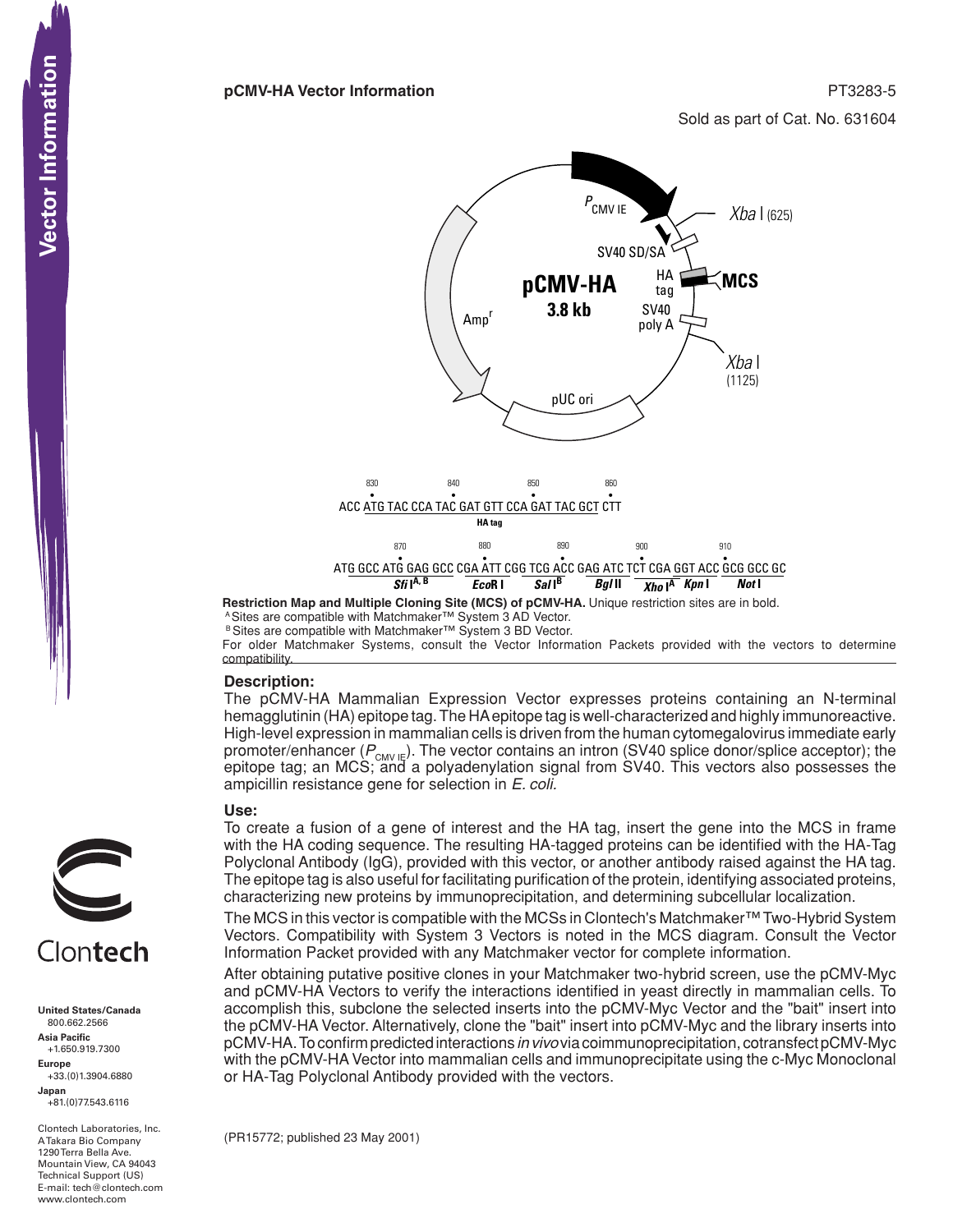**pCMV-HA Vector Information**

PT3283-5

Sold as part of Cat. No. 631604

$P_{CMV\ IE}$

*Xba* I (625)

SV40 SD/SA

HA tag

MCS

**pCMV-HA**

**3.8 kb**

SV40 poly A

*Xba* I (1125)

Amp[r]

pUC ori

```
830         840         850         860
ACC ATG TAC CCA TAC GAT GTT CCA GAT TAC GCT CTT
                    HA tag

     870         880         890         900         910
ATG GCC ATG GAG GCC CGA ATT CGG TCG ACC GAG ATC TCT CGA GGT ACC GCG GCC GC
     Sfi I(A, B)      EcoR I     Sal I(B)    Bgl II   Xho I(A)  Kpn I   Not I
```

**Restriction Map and Multiple Cloning Site (MCS) of pCMV-HA.** Unique restriction sites are in bold.

[A] Sites are compatible with Matchmaker™ System 3 AD Vector.

[B] Sites are compatible with Matchmaker™ System 3 BD Vector.

For older Matchmaker Systems, consult the Vector Information Packets provided with the vectors to determine compatibility.

**Description:**

The pCMV-HA Mammalian Expression Vector expresses proteins containing an N-terminal hemagglutinin (HA) epitope tag. The HA epitope tag is well-characterized and highly immunoreactive. High-level expression in mammalian cells is driven from the human cytomegalovirus immediate early promoter/enhancer ($P_{CMV\ IE}$). The vector contains an intron (SV40 splice donor/splice acceptor); the epitope tag; an MCS; and a polyadenylation signal from SV40. This vectors also possesses the ampicillin resistance gene for selection in *E. coli.*

**Use:**

To create a fusion of a gene of interest and the HA tag, insert the gene into the MCS in frame with the HA coding sequence. The resulting HA-tagged proteins can be identified with the HA-Tag Polyclonal Antibody (IgG), provided with this vector, or another antibody raised against the HA tag. The epitope tag is also useful for facilitating purification of the protein, identifying associated proteins, characterizing new proteins by immunoprecipitation, and determining subcellular localization.

The MCS in this vector is compatible with the MCSs in Clontech's Matchmaker™ Two-Hybrid System Vectors. Compatibility with System 3 Vectors is noted in the MCS diagram. Consult the Vector Information Packet provided with any Matchmaker vector for complete information.

After obtaining putative positive clones in your Matchmaker two-hybrid screen, use the pCMV-Myc and pCMV-HA Vectors to verify the interactions identified in yeast directly in mammalian cells. To accomplish this, subclone the selected inserts into the pCMV-Myc Vector and the "bait" insert into the pCMV-HA Vector. Alternatively, clone the "bait" insert into pCMV-Myc and the library inserts into pCMV-HA. To confirm predicted interactions *in vivo* via coimmunoprecipitation, cotransfect pCMV-Myc with the pCMV-HA Vector into mammalian cells and immunoprecipitate using the c-Myc Monoclonal or HA-Tag Polyclonal Antibody provided with the vectors.

(PR15772; published 23 May 2001)

Vector Information

Clontech

**United States/Canada**
800.662.2566

**Asia Pacific**
+1.650.919.7300

**Europe**
+33.(0)1.3904.6880

**Japan**
+81.(0)77.543.6116

Clontech Laboratories, Inc.
A Takara Bio Company
1290 Terra Bella Ave.
Mountain View, CA 94043
Technical Support (US)
E-mail: tech@clontech.com
www.clontech.com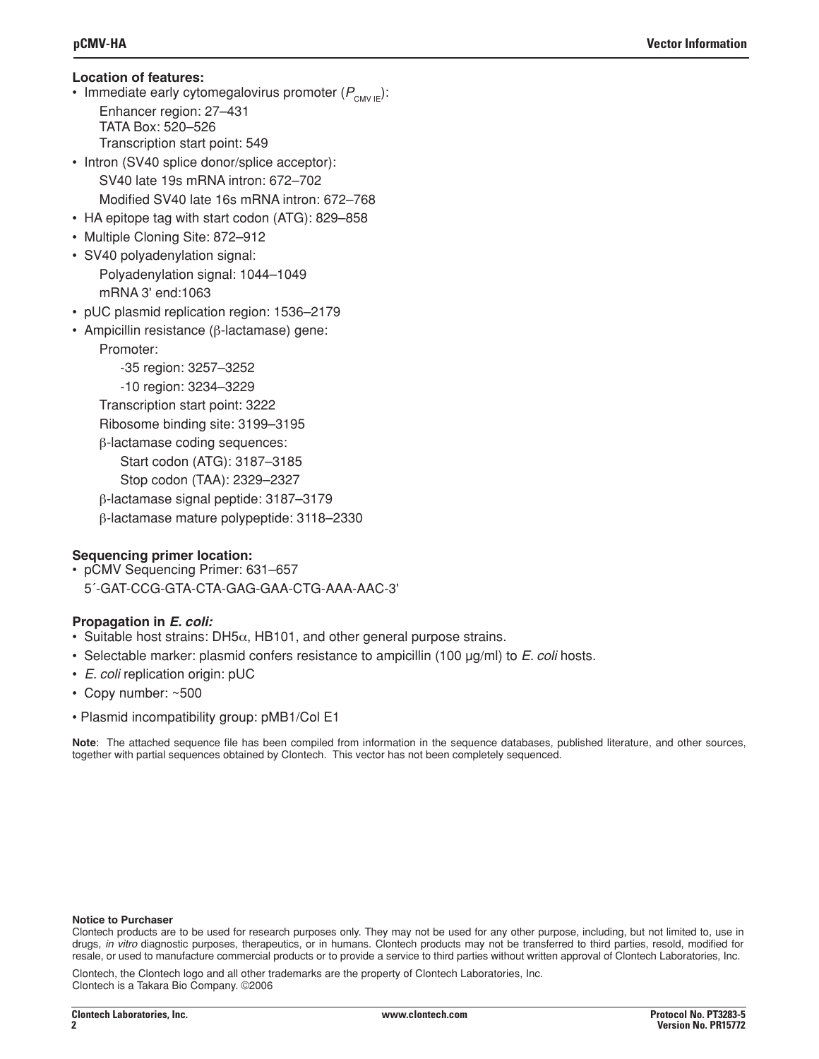**Location of features:**

- Immediate early cytomegalovirus promoter ($P_{CMV\ IE}$):
    - Enhancer region: 27–431
    - TATA Box: 520–526
    - Transcription start point: 549
- Intron (SV40 splice donor/splice acceptor):
    - SV40 late 19s mRNA intron: 672–702
    - Modified SV40 late 16s mRNA intron: 672–768
- HA epitope tag with start codon (ATG): 829–858
- Multiple Cloning Site: 872–912
- SV40 polyadenylation signal:
    - Polyadenylation signal: 1044–1049
    - mRNA 3' end:1063
- pUC plasmid replication region: 1536–2179
- Ampicillin resistance (β-lactamase) gene:
    - Promoter:
        - -35 region: 3257–3252
        - -10 region: 3234–3229
    - Transcription start point: 3222
    - Ribosome binding site: 3199–3195
    - β-lactamase coding sequences:
        - Start codon (ATG): 3187–3185
        - Stop codon (TAA): 2329–2327
    - β-lactamase signal peptide: 3187–3179
    - β-lactamase mature polypeptide: 3118–2330

**Sequencing primer location:**

- pCMV Sequencing Primer: 631–657
  5´-GAT-CCG-GTA-CTA-GAG-GAA-CTG-AAA-AAC-3'

**Propagation in *E. coli:***

- Suitable host strains: DH5α, HB101, and other general purpose strains.
- Selectable marker: plasmid confers resistance to ampicillin (100 µg/ml) to *E. coli* hosts.
- *E. coli* replication origin: pUC
- Copy number: ~500
- Plasmid incompatibility group: pMB1/Col E1

**Note**: The attached sequence file has been compiled from information in the sequence databases, published literature, and other sources, together with partial sequences obtained by Clontech. This vector has not been completely sequenced.

**Notice to Purchaser**

Clontech products are to be used for research purposes only. They may not be used for any other purpose, including, but not limited to, use in drugs, *in vitro* diagnostic purposes, therapeutics, or in humans. Clontech products may not be transferred to third parties, resold, modified for resale, or used to manufacture commercial products or to provide a service to third parties without written approval of Clontech Laboratories, Inc.

Clontech, the Clontech logo and all other trademarks are the property of Clontech Laboratories, Inc.
Clontech is a Takara Bio Company. ©2006